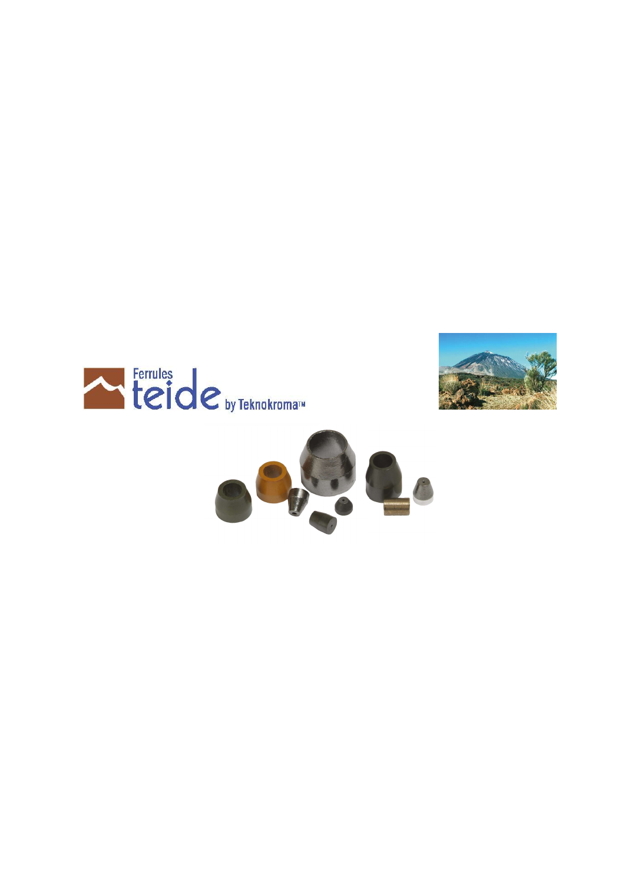Ferrules teide by Teknokroma™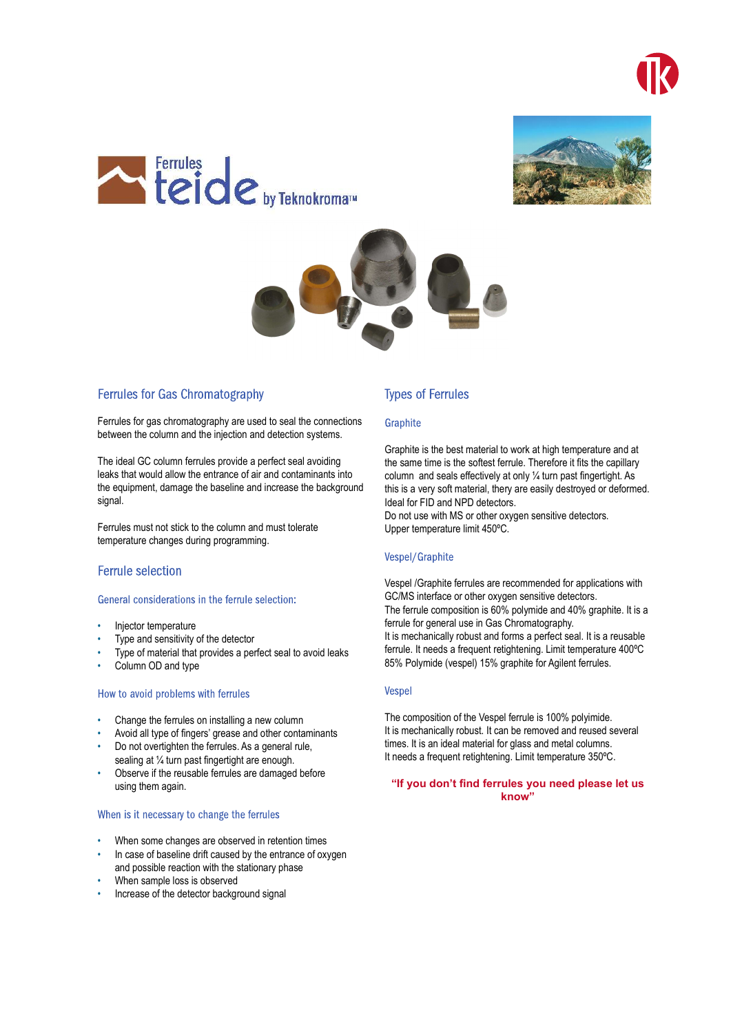Ferrules **teide** by Teknokroma™

## Ferrules for Gas Chromatography

Ferrules for gas chromatography are used to seal the connections between the column and the injection and detection systems.

The ideal GC column ferrules provide a perfect seal avoiding leaks that would allow the entrance of air and contaminants into the equipment, damage the baseline and increase the background signal.

Ferrules must not stick to the column and must tolerate temperature changes during programming.

## Ferrule selection

### General considerations in the ferrule selection:

- Injector temperature
- Type and sensitivity of the detector
- Type of material that provides a perfect seal to avoid leaks
- Column OD and type

### How to avoid problems with ferrules

- Change the ferrules on installing a new column
- Avoid all type of fingers' grease and other contaminants
- Do not overtighten the ferrules. As a general rule, sealing at ¼ turn past fingertight are enough.
- Observe if the reusable ferrules are damaged before using them again.

### When is it necessary to change the ferrules

- When some changes are observed in retention times
- In case of baseline drift caused by the entrance of oxygen and possible reaction with the stationary phase
- When sample loss is observed
- Increase of the detector background signal

## Types of Ferrules

### Graphite

Graphite is the best material to work at high temperature and at the same time is the softest ferrule. Therefore it fits the capillary column and seals effectively at only ¼ turn past fingertight. As this is a very soft material, they are easily destroyed or deformed.
Ideal for FID and NPD detectors.
Do not use with MS or other oxygen sensitive detectors.
Upper temperature limit 450ºC.

### Vespel/Graphite

Vespel /Graphite ferrules are recommended for applications with GC/MS interface or other oxygen sensitive detectors.
The ferrule composition is 60% polymide and 40% graphite. It is a ferrule for general use in Gas Chromatography.
It is mechanically robust and forms a perfect seal. It is a reusable ferrule. It needs a frequent retightening. Limit temperature 400ºC
85% Polymide (vespel) 15% graphite for Agilent ferrules.

### Vespel

The composition of the Vespel ferrule is 100% polyimide.
It is mechanically robust. It can be removed and reused several times. It is an ideal material for glass and metal columns.
It needs a frequent retightening. Limit temperature 350ºC.

**"If you don't find ferrules you need please let us know"**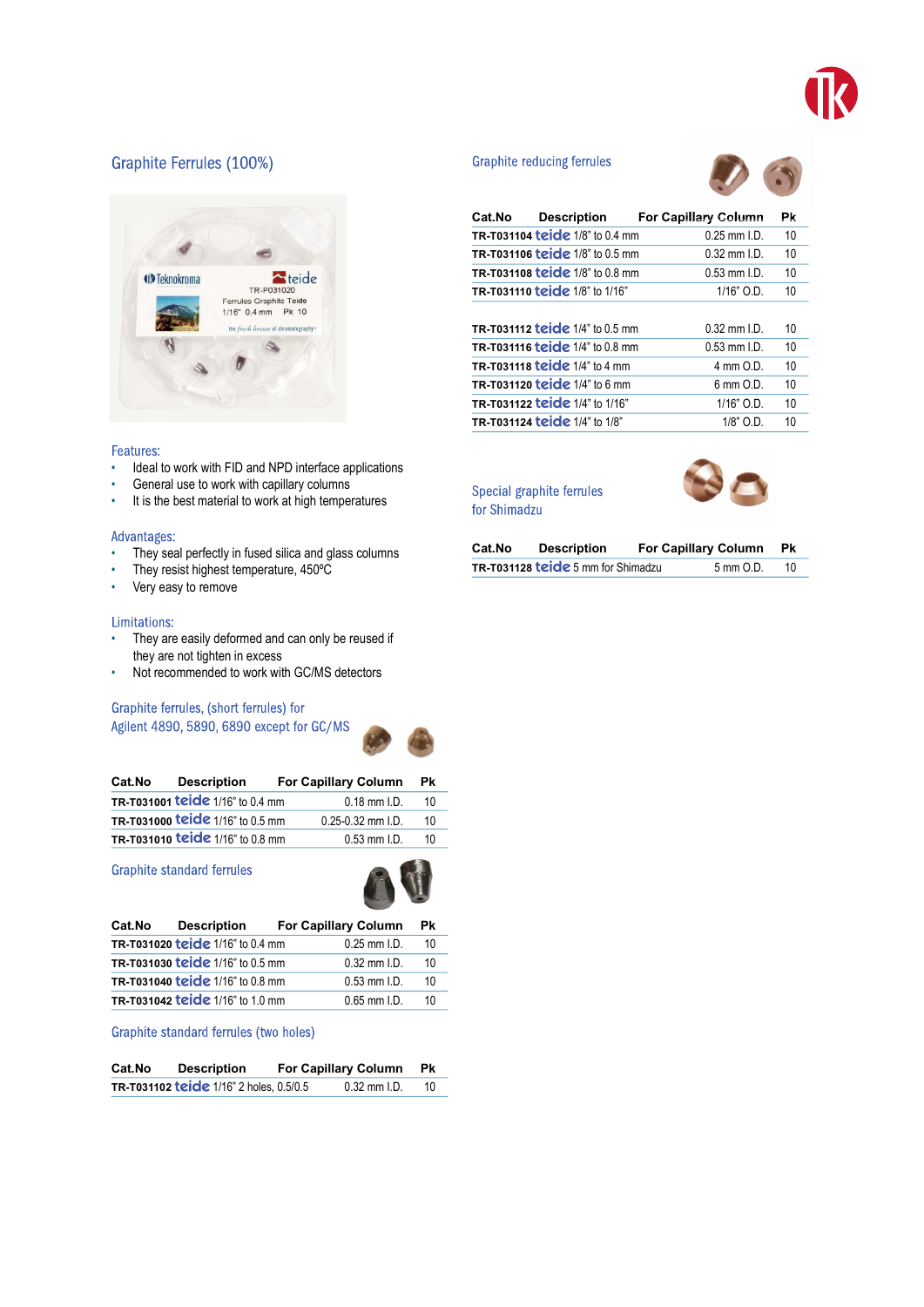## Graphite Ferrules (100%)

**Features:**

- Ideal to work with FID and NPD interface applications
- General use to work with capillary columns
- It is the best material to work at high temperatures

**Advantages:**

- They seal perfectly in fused silica and glass columns
- They resist highest temperature, 450ºC
- Very easy to remove

**Limitations:**

- They are easily deformed and can only be reused if they are not tighten in excess
- Not recommended to work with GC/MS detectors

### Graphite ferrules, (short ferrules) for Agilent 4890, 5890, 6890 except for GC/MS

| Cat.No | Description | For Capillary Column | Pk |
|---|---|---|---|
| TR-T031001 | teide 1/16" to 0.4 mm | 0.18 mm I.D. | 10 |
| TR-T031000 | teide 1/16" to 0.5 mm | 0.25-0.32 mm I.D. | 10 |
| TR-T031010 | teide 1/16" to 0.8 mm | 0.53 mm I.D. | 10 |

### Graphite standard ferrules

| Cat.No | Description | For Capillary Column | Pk |
|---|---|---|---|
| TR-T031020 | teide 1/16" to 0.4 mm | 0.25 mm I.D. | 10 |
| TR-T031030 | teide 1/16" to 0.5 mm | 0.32 mm I.D. | 10 |
| TR-T031040 | teide 1/16" to 0.8 mm | 0.53 mm I.D. | 10 |
| TR-T031042 | teide 1/16" to 1.0 mm | 0.65 mm I.D. | 10 |

### Graphite standard ferrules (two holes)

| Cat.No | Description | For Capillary Column | Pk |
|---|---|---|---|
| TR-T031102 | teide 1/16" 2 holes, 0.5/0.5 | 0.32 mm I.D. | 10 |

### Graphite reducing ferrules

| Cat.No | Description | For Capillary Column | Pk |
|---|---|---|---|
| TR-T031104 | teide 1/8" to 0.4 mm | 0.25 mm I.D. | 10 |
| TR-T031106 | teide 1/8" to 0.5 mm | 0.32 mm I.D. | 10 |
| TR-T031108 | teide 1/8" to 0.8 mm | 0.53 mm I.D. | 10 |
| TR-T031110 | teide 1/8" to 1/16" | 1/16" O.D. | 10 |
| TR-T031112 | teide 1/4" to 0.5 mm | 0.32 mm I.D. | 10 |
| TR-T031116 | teide 1/4" to 0.8 mm | 0.53 mm I.D. | 10 |
| TR-T031118 | teide 1/4" to 4 mm | 4 mm O.D. | 10 |
| TR-T031120 | teide 1/4" to 6 mm | 6 mm O.D. | 10 |
| TR-T031122 | teide 1/4" to 1/16" | 1/16" O.D. | 10 |
| TR-T031124 | teide 1/4" to 1/8" | 1/8" O.D. | 10 |

### Special graphite ferrules for Shimadzu

| Cat.No | Description | For Capillary Column | Pk |
|---|---|---|---|
| TR-T031128 | teide 5 mm for Shimadzu | 5 mm O.D. | 10 |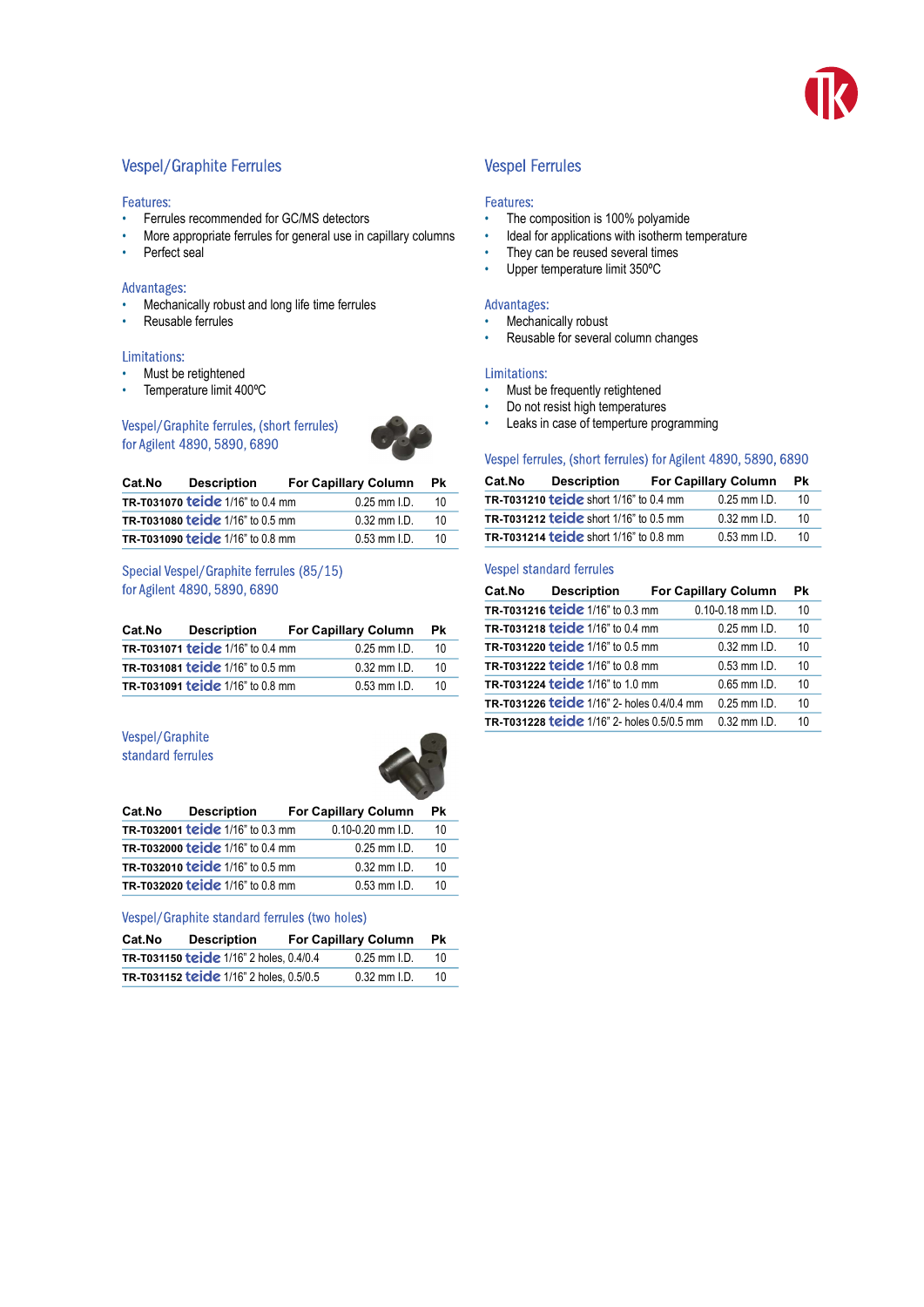## Vespel/Graphite Ferrules

### Features:

- Ferrules recommended for GC/MS detectors
- More appropriate ferrules for general use in capillary columns
- Perfect seal

### Advantages:

- Mechanically robust and long life time ferrules
- Reusable ferrules

### Limitations:

- Must be retightened
- Temperature limit 400ºC

### Vespel/Graphite ferrules, (short ferrules) for Agilent 4890, 5890, 6890

| Cat.No | Description | For Capillary Column | Pk |
|---|---|---|---|
| TR-T031070 | teide 1/16" to 0.4 mm | 0.25 mm I.D. | 10 |
| TR-T031080 | teide 1/16" to 0.5 mm | 0.32 mm I.D. | 10 |
| TR-T031090 | teide 1/16" to 0.8 mm | 0.53 mm I.D. | 10 |

### Special Vespel/Graphite ferrules (85/15) for Agilent 4890, 5890, 6890

| Cat.No | Description | For Capillary Column | Pk |
|---|---|---|---|
| TR-T031071 | teide 1/16" to 0.4 mm | 0.25 mm I.D. | 10 |
| TR-T031081 | teide 1/16" to 0.5 mm | 0.32 mm I.D. | 10 |
| TR-T031091 | teide 1/16" to 0.8 mm | 0.53 mm I.D. | 10 |

### Vespel/Graphite standard ferrules

| Cat.No | Description | For Capillary Column | Pk |
|---|---|---|---|
| TR-T032001 | teide 1/16" to 0.3 mm | 0.10-0.20 mm I.D. | 10 |
| TR-T032000 | teide 1/16" to 0.4 mm | 0.25 mm I.D. | 10 |
| TR-T032010 | teide 1/16" to 0.5 mm | 0.32 mm I.D. | 10 |
| TR-T032020 | teide 1/16" to 0.8 mm | 0.53 mm I.D. | 10 |

### Vespel/Graphite standard ferrules (two holes)

| Cat.No | Description | For Capillary Column | Pk |
|---|---|---|---|
| TR-T031150 | teide 1/16" 2 holes, 0.4/0.4 | 0.25 mm I.D. | 10 |
| TR-T031152 | teide 1/16" 2 holes, 0.5/0.5 | 0.32 mm I.D. | 10 |

## Vespel Ferrules

### Features:

- The composition is 100% polyamide
- Ideal for applications with isotherm temperature
- They can be reused several times
- Upper temperature limit 350ºC

### Advantages:

- Mechanically robust
- Reusable for several column changes

### Limitations:

- Must be frequently retightened
- Do not resist high temperatures
- Leaks in case of temperture programming

### Vespel ferrules, (short ferrules) for Agilent 4890, 5890, 6890

| Cat.No | Description | For Capillary Column | Pk |
|---|---|---|---|
| TR-T031210 | teide short 1/16" to 0.4 mm | 0.25 mm I.D. | 10 |
| TR-T031212 | teide short 1/16" to 0.5 mm | 0.32 mm I.D. | 10 |
| TR-T031214 | teide short 1/16" to 0.8 mm | 0.53 mm I.D. | 10 |

### Vespel standard ferrules

| Cat.No | Description | For Capillary Column | Pk |
|---|---|---|---|
| TR-T031216 | teide 1/16" to 0.3 mm | 0.10-0.18 mm I.D. | 10 |
| TR-T031218 | teide 1/16" to 0.4 mm | 0.25 mm I.D. | 10 |
| TR-T031220 | teide 1/16" to 0.5 mm | 0.32 mm I.D. | 10 |
| TR-T031222 | teide 1/16" to 0.8 mm | 0.53 mm I.D. | 10 |
| TR-T031224 | teide 1/16" to 1.0 mm | 0.65 mm I.D. | 10 |
| TR-T031226 | teide 1/16" 2- holes 0.4/0.4 mm | 0.25 mm I.D. | 10 |
| TR-T031228 | teide 1/16" 2- holes 0.5/0.5 mm | 0.32 mm I.D. | 10 |